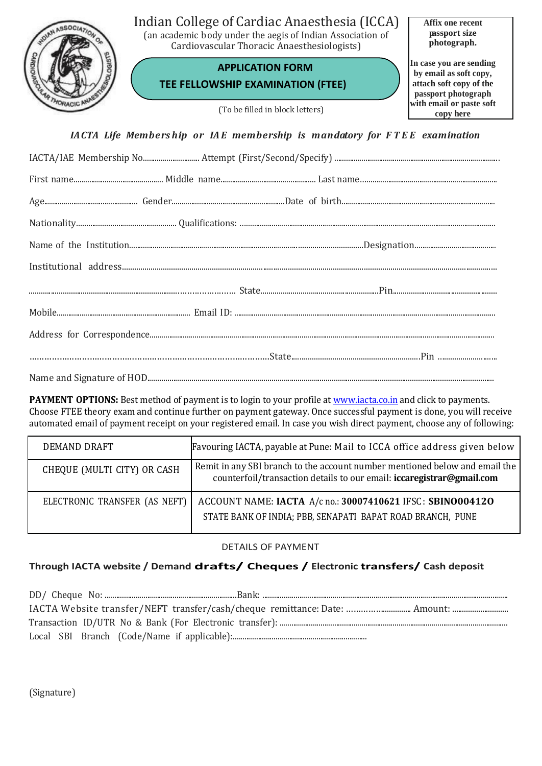# Indian College of Cardiac Anaesthesia (ICCA)

(an academic body under the aegis of Indian Association of Cardiovascular Thoracic Anaesthesiologists)

**APPLICATION FORM**

**TEE FELLOWSHIP EXAMINATION (FTEE)**

(To be filled in block letters)

**Affix one recent passport size photograph.**

**In case you are sending by email as soft copy, attach soft copy of the passport photograph with email or paste soft copy here**

***IACTA Life Membership or IAE membership is mandatory for FTEE examination***

IACTA/IAE Membership No.............................. Attempt (First/Second/Specify) ..................................................................................

First name.............................................. Middle name................................................ Last name......................................................................

Age................................................ Gender..........................................................Date of birth..............................................................................

Nationality.................................................. Qualifications: ......................................................................................................................

Name of the Institution..........................................................................................................Designation..........................................

Institutional address..........................................................................................................................................................................

.............................................................................................. State............................................................Pin....................................................

Mobile...................................................................... Email ID: ......................................................................................................................

Address for Correspondence.............................................................................................................................................................

...........................................................................................State.............................................................Pin ............................

Name and Signature of HOD.............................................................................................................................................................

**PAYMENT OPTIONS:** Best method of payment is to login to your profile at www.iacta.co.in and click to payments. Choose FTEE theory exam and continue further on payment gateway. Once successful payment is done, you will receive automated email of payment receipt on your registered email. In case you wish direct payment, choose any of following:

| | |
|---|---|
| DEMAND DRAFT | Favouring IACTA, payable at Pune: Mail to ICCA office address given below |
| CHEQUE (MULTI CITY) OR CASH | Remit in any SBI branch to the account number mentioned below and email the counterfoil/transaction details to our email: **iccaregistrar@gmail.com** |
| ELECTRONIC TRANSFER (AS NEFT) | ACCOUNT NAME: **IACTA** A/c no.: **30007410621** IFSC: **SBIN0004120** STATE BANK OF INDIA; PBB, SENAPATI BAPAT ROAD BRANCH, PUNE |

DETAILS OF PAYMENT

**Through IACTA website / Demand drafts/ Cheques / Electronic transfers/ Cash deposit**

DD/ Cheque No: ....................................................................Bank: ...............................................................................................................

IACTA Website transfer/NEFT transfer/cash/cheque remittance: Date: ................................ Amount: ............................

Transaction ID/UTR No & Bank (For Electronic transfer): .................................................................................................

Local SBI Branch (Code/Name if applicable):....................................................................

(Signature)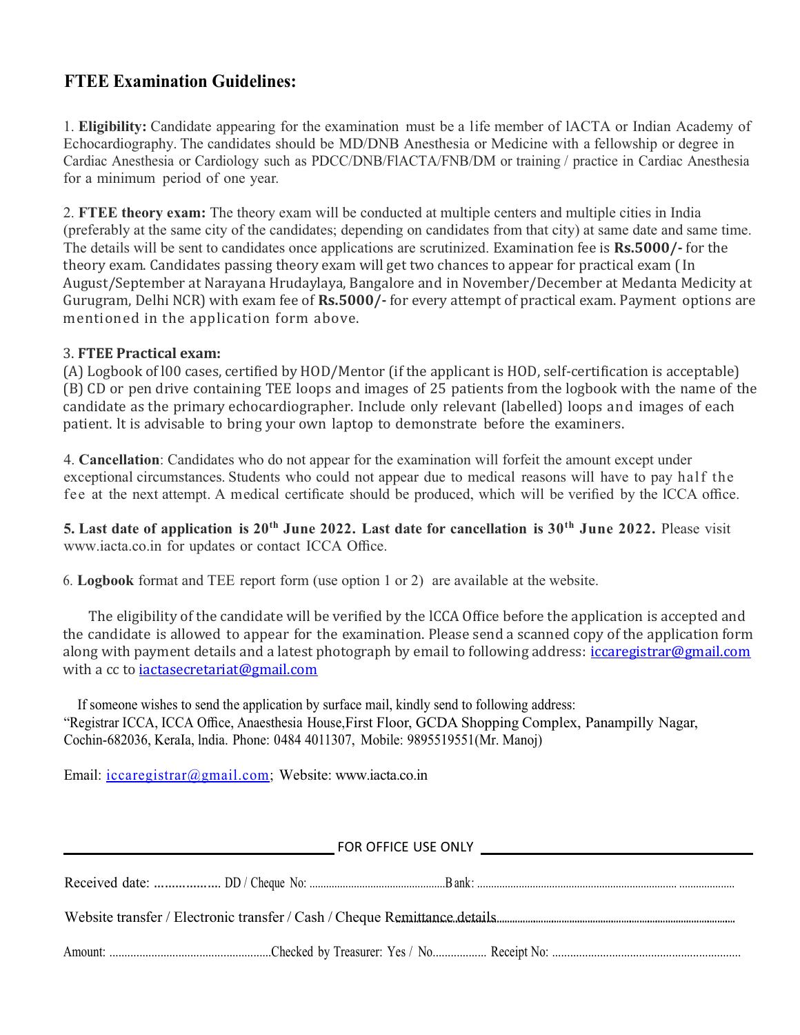## FTEE Examination Guidelines:

1. **Eligibility:** Candidate appearing for the examination must be a life member of lACTA or Indian Academy of Echocardiography. The candidates should be MD/DNB Anesthesia or Medicine with a fellowship or degree in Cardiac Anesthesia or Cardiology such as PDCC/DNB/FlACTA/FNB/DM or training / practice in Cardiac Anesthesia for a minimum period of one year.

2. **FTEE theory exam:** The theory exam will be conducted at multiple centers and multiple cities in India (preferably at the same city of the candidates; depending on candidates from that city) at same date and same time. The details will be sent to candidates once applications are scrutinized. Examination fee is **Rs.5000/-** for the theory exam. Candidates passing theory exam will get two chances to appear for practical exam ( In August/September at Narayana Hrudaylaya, Bangalore and in November/December at Medanta Medicity at Gurugram, Delhi NCR) with exam fee of **Rs.5000/-** for every attempt of practical exam. Payment options are mentioned in the application form above.

3. **FTEE Practical exam:**
(A) Logbook of l00 cases, certified by HOD/Mentor (if the applicant is HOD, self-certification is acceptable)
(B) CD or pen drive containing TEE loops and images of 25 patients from the logbook with the name of the candidate as the primary echocardiographer. Include only relevant (labelled) loops and images of each patient. lt is advisable to bring your own laptop to demonstrate before the examiners.

4. **Cancellation**: Candidates who do not appear for the examination will forfeit the amount except under exceptional circumstances. Students who could not appear due to medical reasons will have to pay half the fee at the next attempt. A medical certificate should be produced, which will be verified by the lCCA office.

**5. Last date of application is 20th June 2022. Last date for cancellation is 30th June 2022.** Please visit www.iacta.co.in for updates or contact ICCA Office.

6. **Logbook** format and TEE report form (use option 1 or 2) are available at the website.

The eligibility of the candidate will be verified by the lCCA Office before the application is accepted and the candidate is allowed to appear for the examination. Please send a scanned copy of the application form along with payment details and a latest photograph by email to following address: iccaregistrar@gmail.com with a cc to iactasecretariat@gmail.com

If someone wishes to send the application by surface mail, kindly send to following address:
"Registrar ICCA, ICCA Office, Anaesthesia House,First Floor, GCDA Shopping Complex, Panampilly Nagar, Cochin-682036, Kerala, lndia. Phone: 0484 4011307, Mobile: 9895519551(Mr. Manoj)

Email: iccaregistrar@gmail.com; Website: www.iacta.co.in

FOR OFFICE USE ONLY

Received date: .................. DD / Cheque No: ................................................Bank: ....................................................................................

Website transfer / Electronic transfer / Cash / Cheque Remittance details......................................................................................

Amount: .....................................................Checked by Treasurer: Yes / No................. Receipt No: ..............................................................